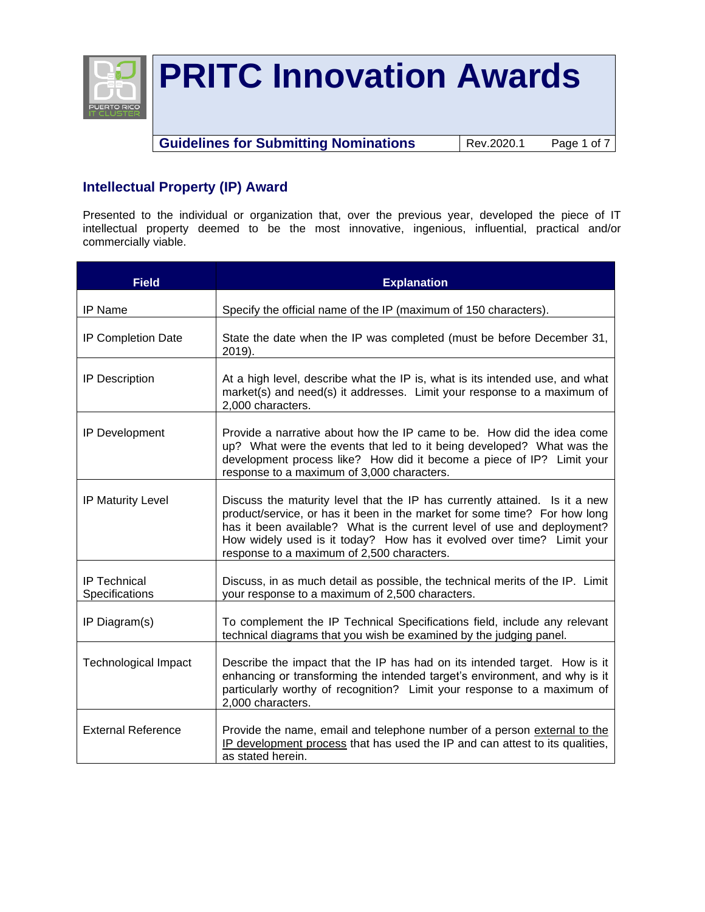# PRITC Innovation Awards

**Guidelines for Submitting Nominations**

## Intellectual Property (IP) Award

Presented to the individual or organization that, over the previous year, developed the piece of IT intellectual property deemed to be the most innovative, ingenious, influential, practical and/or commercially viable.

| Field | Explanation |
|---|---|
| IP Name | Specify the official name of the IP (maximum of 150 characters). |
| IP Completion Date | State the date when the IP was completed (must be before December 31, 2019). |
| IP Description | At a high level, describe what the IP is, what is its intended use, and what market(s) and need(s) it addresses. Limit your response to a maximum of 2,000 characters. |
| IP Development | Provide a narrative about how the IP came to be. How did the idea come up? What were the events that led to it being developed? What was the development process like? How did it become a piece of IP? Limit your response to a maximum of 3,000 characters. |
| IP Maturity Level | Discuss the maturity level that the IP has currently attained. Is it a new product/service, or has it been in the market for some time? For how long has it been available? What is the current level of use and deployment? How widely used is it today? How has it evolved over time? Limit your response to a maximum of 2,500 characters. |
| IP Technical Specifications | Discuss, in as much detail as possible, the technical merits of the IP. Limit your response to a maximum of 2,500 characters. |
| IP Diagram(s) | To complement the IP Technical Specifications field, include any relevant technical diagrams that you wish be examined by the judging panel. |
| Technological Impact | Describe the impact that the IP has had on its intended target. How is it enhancing or transforming the intended target's environment, and why is it particularly worthy of recognition? Limit your response to a maximum of 2,000 characters. |
| External Reference | Provide the name, email and telephone number of a person external to the IP development process that has used the IP and can attest to its qualities, as stated herein. |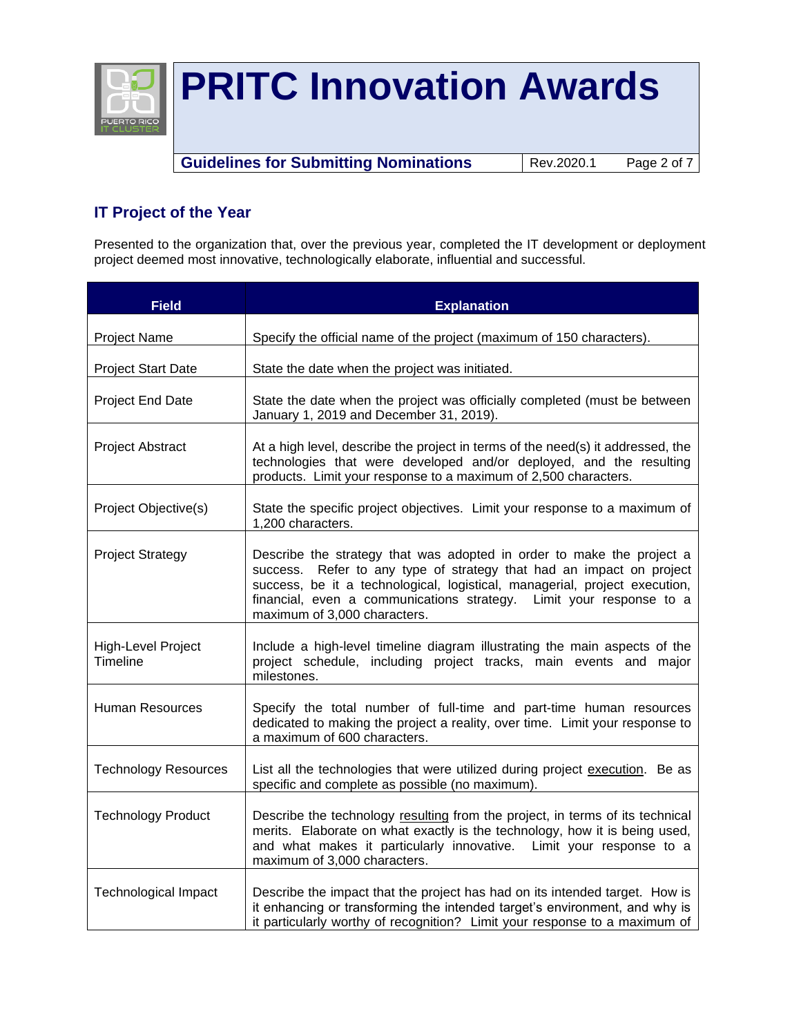## IT Project of the Year

Presented to the organization that, over the previous year, completed the IT development or deployment project deemed most innovative, technologically elaborate, influential and successful.

| Field | Explanation |
|---|---|
| Project Name | Specify the official name of the project (maximum of 150 characters). |
| Project Start Date | State the date when the project was initiated. |
| Project End Date | State the date when the project was officially completed (must be between January 1, 2019 and December 31, 2019). |
| Project Abstract | At a high level, describe the project in terms of the need(s) it addressed, the technologies that were developed and/or deployed, and the resulting products. Limit your response to a maximum of 2,500 characters. |
| Project Objective(s) | State the specific project objectives. Limit your response to a maximum of 1,200 characters. |
| Project Strategy | Describe the strategy that was adopted in order to make the project a success. Refer to any type of strategy that had an impact on project success, be it a technological, logistical, managerial, project execution, financial, even a communications strategy. Limit your response to a maximum of 3,000 characters. |
| High-Level Project Timeline | Include a high-level timeline diagram illustrating the main aspects of the project schedule, including project tracks, main events and major milestones. |
| Human Resources | Specify the total number of full-time and part-time human resources dedicated to making the project a reality, over time. Limit your response to a maximum of 600 characters. |
| Technology Resources | List all the technologies that were utilized during project <u>execution</u>. Be as specific and complete as possible (no maximum). |
| Technology Product | Describe the technology <u>resulting</u> from the project, in terms of its technical merits. Elaborate on what exactly is the technology, how it is being used, and what makes it particularly innovative. Limit your response to a maximum of 3,000 characters. |
| Technological Impact | Describe the impact that the project has had on its intended target. How is it enhancing or transforming the intended target's environment, and why is it particularly worthy of recognition? Limit your response to a maximum of |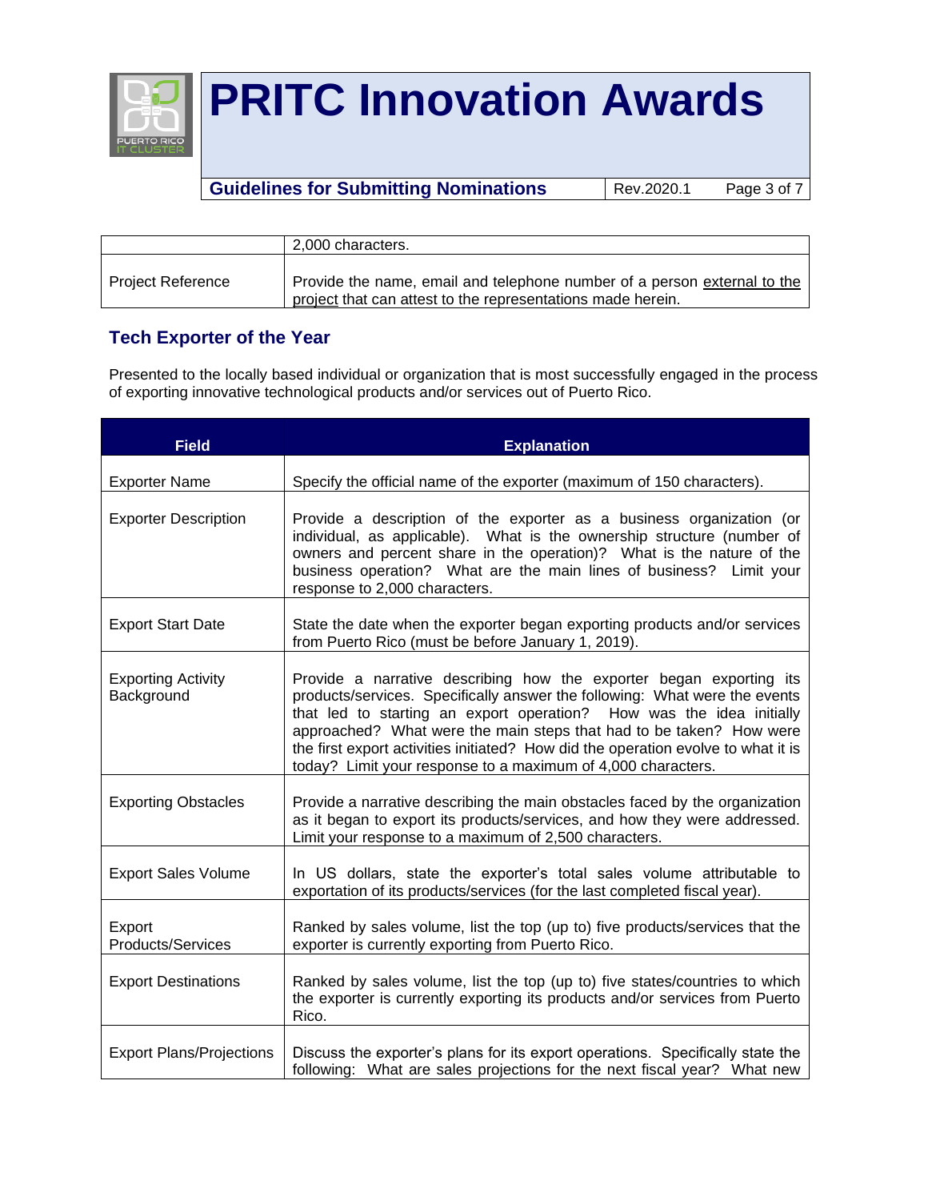| | |
|---|---|
| | 2,000 characters. |
| Project Reference | Provide the name, email and telephone number of a person external to the project that can attest to the representations made herein. |

## Tech Exporter of the Year

Presented to the locally based individual or organization that is most successfully engaged in the process of exporting innovative technological products and/or services out of Puerto Rico.

| Field | Explanation |
|---|---|
| Exporter Name | Specify the official name of the exporter (maximum of 150 characters). |
| Exporter Description | Provide a description of the exporter as a business organization (or individual, as applicable). What is the ownership structure (number of owners and percent share in the operation)? What is the nature of the business operation? What are the main lines of business? Limit your response to 2,000 characters. |
| Export Start Date | State the date when the exporter began exporting products and/or services from Puerto Rico (must be before January 1, 2019). |
| Exporting Activity Background | Provide a narrative describing how the exporter began exporting its products/services. Specifically answer the following: What were the events that led to starting an export operation? How was the idea initially approached? What were the main steps that had to be taken? How were the first export activities initiated? How did the operation evolve to what it is today? Limit your response to a maximum of 4,000 characters. |
| Exporting Obstacles | Provide a narrative describing the main obstacles faced by the organization as it began to export its products/services, and how they were addressed. Limit your response to a maximum of 2,500 characters. |
| Export Sales Volume | In US dollars, state the exporter's total sales volume attributable to exportation of its products/services (for the last completed fiscal year). |
| Export Products/Services | Ranked by sales volume, list the top (up to) five products/services that the exporter is currently exporting from Puerto Rico. |
| Export Destinations | Ranked by sales volume, list the top (up to) five states/countries to which the exporter is currently exporting its products and/or services from Puerto Rico. |
| Export Plans/Projections | Discuss the exporter's plans for its export operations. Specifically state the following: What are sales projections for the next fiscal year? What new |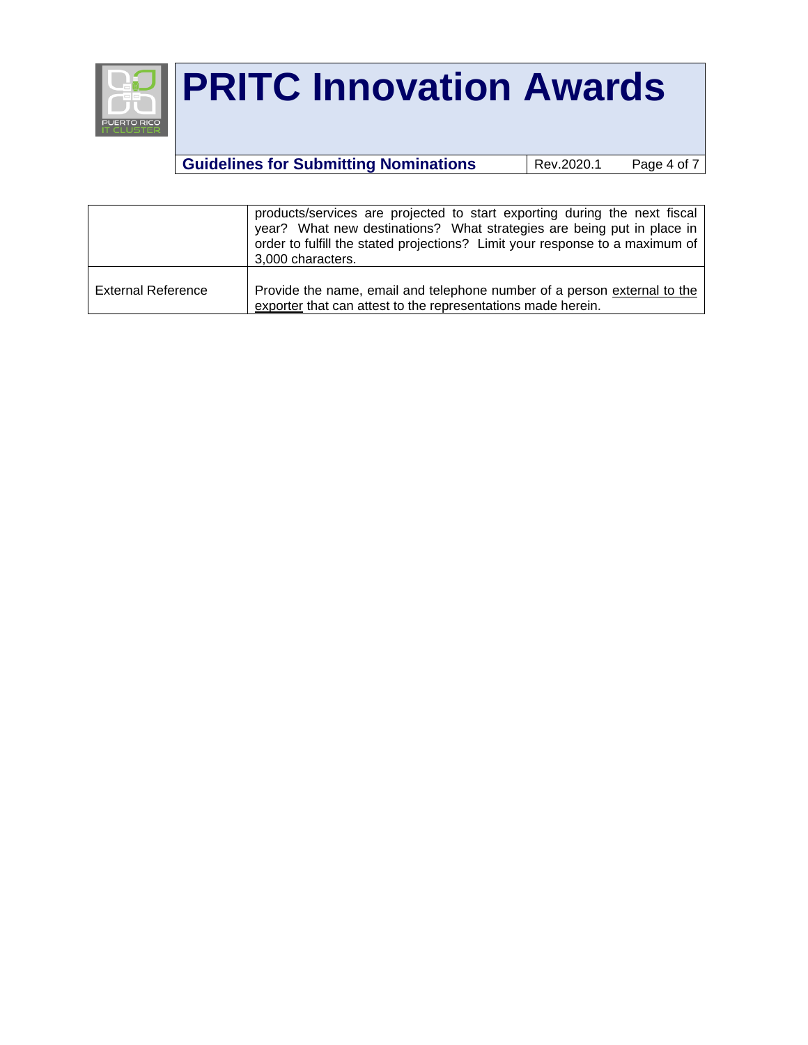| | |
|---|---|
| | products/services are projected to start exporting during the next fiscal year? What new destinations? What strategies are being put in place in order to fulfill the stated projections? Limit your response to a maximum of 3,000 characters. |
| External Reference | Provide the name, email and telephone number of a person external to the exporter that can attest to the representations made herein. |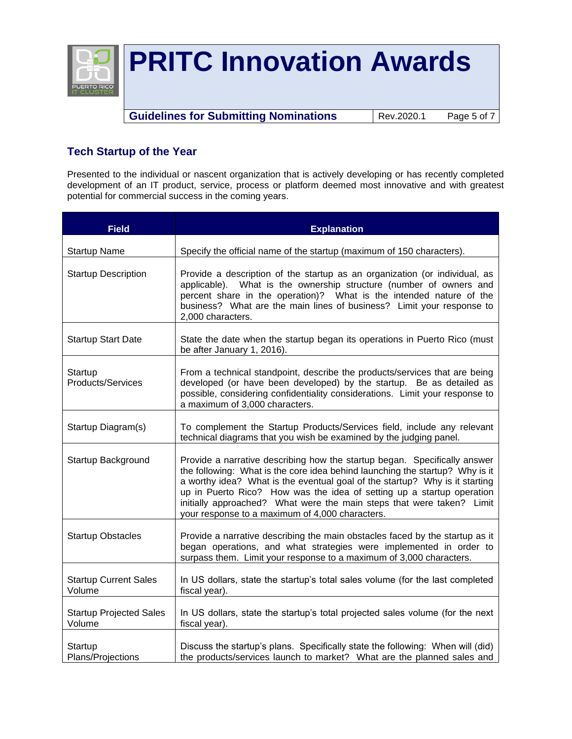## Tech Startup of the Year

Presented to the individual or nascent organization that is actively developing or has recently completed development of an IT product, service, process or platform deemed most innovative and with greatest potential for commercial success in the coming years.

| Field | Explanation |
|---|---|
| Startup Name | Specify the official name of the startup (maximum of 150 characters). |
| Startup Description | Provide a description of the startup as an organization (or individual, as applicable). What is the ownership structure (number of owners and percent share in the operation)? What is the intended nature of the business? What are the main lines of business? Limit your response to 2,000 characters. |
| Startup Start Date | State the date when the startup began its operations in Puerto Rico (must be after January 1, 2016). |
| Startup Products/Services | From a technical standpoint, describe the products/services that are being developed (or have been developed) by the startup. Be as detailed as possible, considering confidentiality considerations. Limit your response to a maximum of 3,000 characters. |
| Startup Diagram(s) | To complement the Startup Products/Services field, include any relevant technical diagrams that you wish be examined by the judging panel. |
| Startup Background | Provide a narrative describing how the startup began. Specifically answer the following: What is the core idea behind launching the startup? Why is it a worthy idea? What is the eventual goal of the startup? Why is it starting up in Puerto Rico? How was the idea of setting up a startup operation initially approached? What were the main steps that were taken? Limit your response to a maximum of 4,000 characters. |
| Startup Obstacles | Provide a narrative describing the main obstacles faced by the startup as it began operations, and what strategies were implemented in order to surpass them. Limit your response to a maximum of 3,000 characters. |
| Startup Current Sales Volume | In US dollars, state the startup's total sales volume (for the last completed fiscal year). |
| Startup Projected Sales Volume | In US dollars, state the startup's total projected sales volume (for the next fiscal year). |
| Startup Plans/Projections | Discuss the startup's plans. Specifically state the following: When will (did) the products/services launch to market? What are the planned sales and |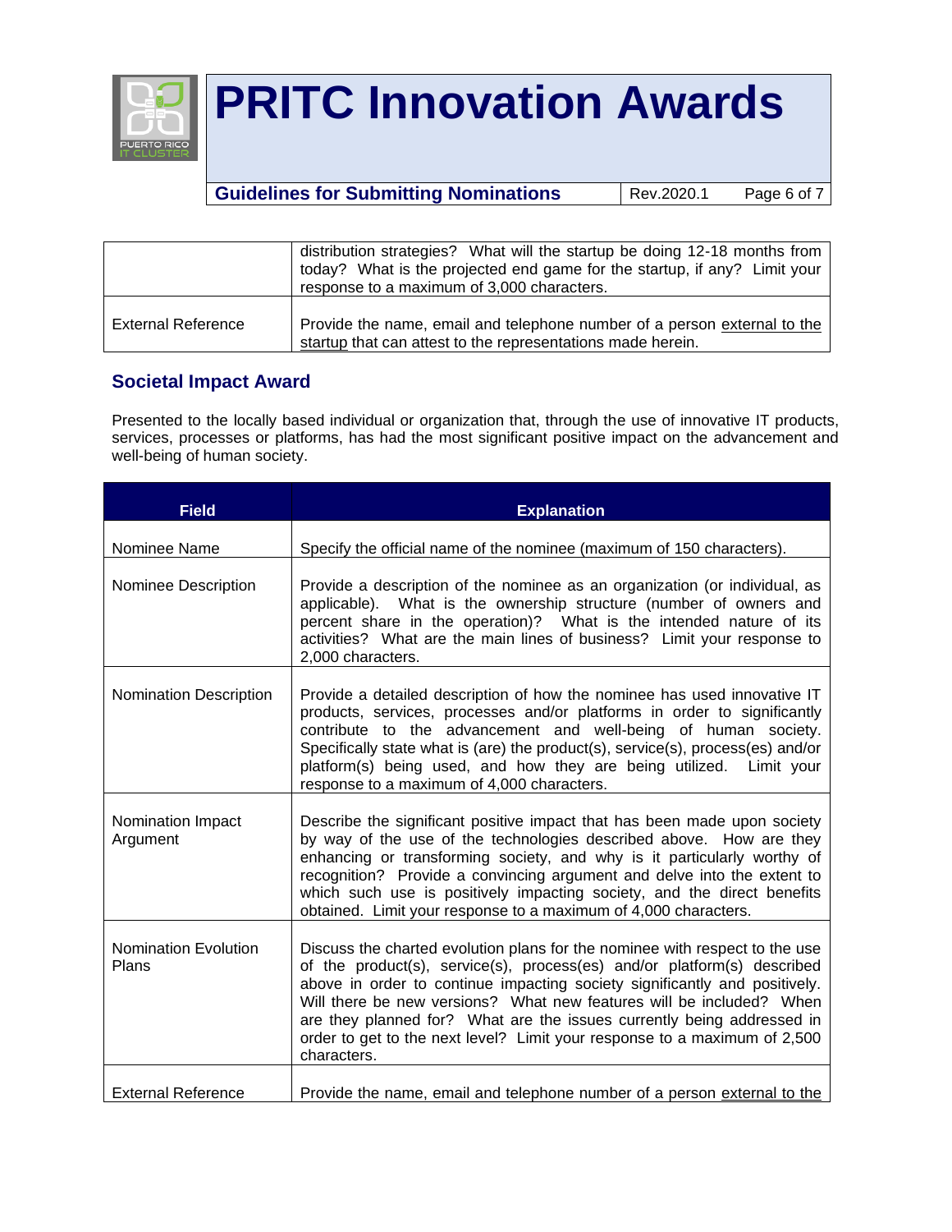| | |
|---|---|
| | distribution strategies? What will the startup be doing 12-18 months from today? What is the projected end game for the startup, if any? Limit your response to a maximum of 3,000 characters. |
| External Reference | Provide the name, email and telephone number of a person external to the startup that can attest to the representations made herein. |

### Societal Impact Award

Presented to the locally based individual or organization that, through the use of innovative IT products, services, processes or platforms, has had the most significant positive impact on the advancement and well-being of human society.

| Field | Explanation |
|---|---|
| Nominee Name | Specify the official name of the nominee (maximum of 150 characters). |
| Nominee Description | Provide a description of the nominee as an organization (or individual, as applicable). What is the ownership structure (number of owners and percent share in the operation)? What is the intended nature of its activities? What are the main lines of business? Limit your response to 2,000 characters. |
| Nomination Description | Provide a detailed description of how the nominee has used innovative IT products, services, processes and/or platforms in order to significantly contribute to the advancement and well-being of human society. Specifically state what is (are) the product(s), service(s), process(es) and/or platform(s) being used, and how they are being utilized. Limit your response to a maximum of 4,000 characters. |
| Nomination Impact Argument | Describe the significant positive impact that has been made upon society by way of the use of the technologies described above. How are they enhancing or transforming society, and why is it particularly worthy of recognition? Provide a convincing argument and delve into the extent to which such use is positively impacting society, and the direct benefits obtained. Limit your response to a maximum of 4,000 characters. |
| Nomination Evolution Plans | Discuss the charted evolution plans for the nominee with respect to the use of the product(s), service(s), process(es) and/or platform(s) described above in order to continue impacting society significantly and positively. Will there be new versions? What new features will be included? When are they planned for? What are the issues currently being addressed in order to get to the next level? Limit your response to a maximum of 2,500 characters. |
| External Reference | Provide the name, email and telephone number of a person external to the |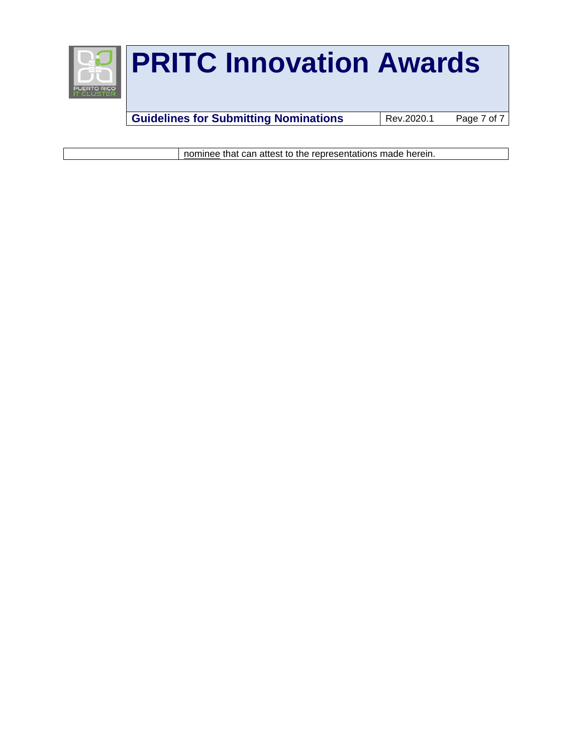| | |
|---|---|
| | nominee that can attest to the representations made herein. |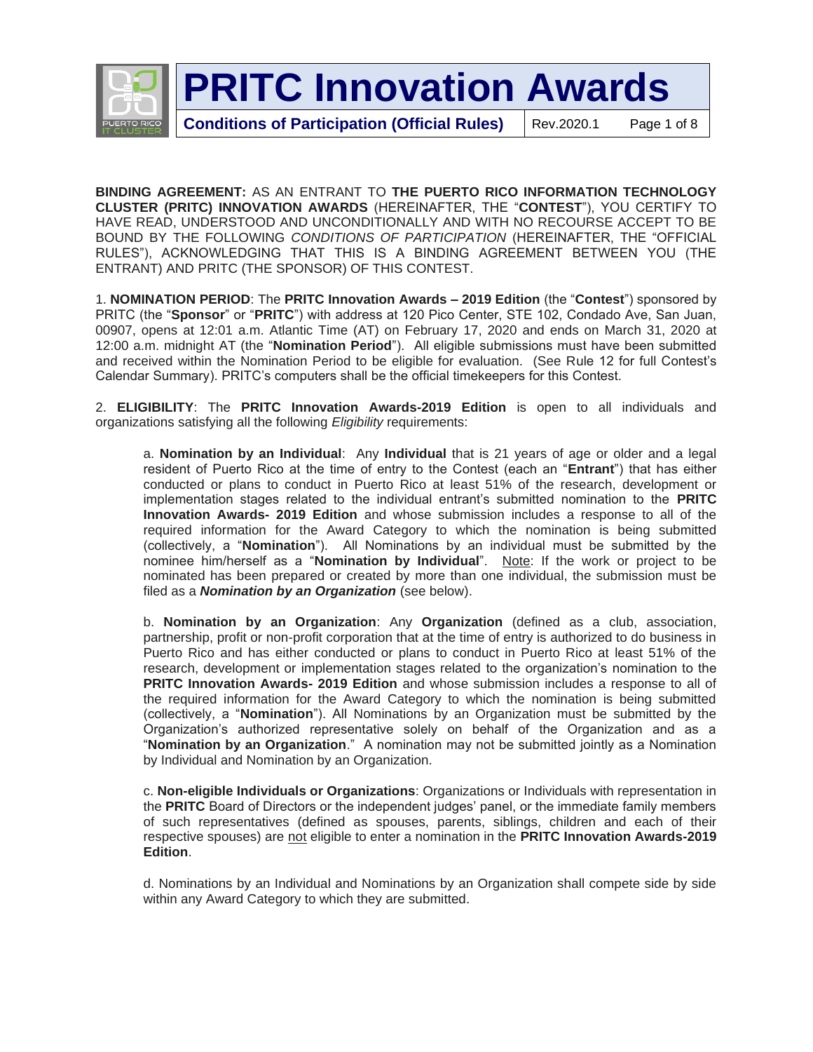**BINDING AGREEMENT:** AS AN ENTRANT TO **THE PUERTO RICO INFORMATION TECHNOLOGY CLUSTER (PRITC) INNOVATION AWARDS** (HEREINAFTER, THE "**CONTEST**"), YOU CERTIFY TO HAVE READ, UNDERSTOOD AND UNCONDITIONALLY AND WITH NO RECOURSE ACCEPT TO BE BOUND BY THE FOLLOWING *CONDITIONS OF PARTICIPATION* (HEREINAFTER, THE "OFFICIAL RULES"), ACKNOWLEDGING THAT THIS IS A BINDING AGREEMENT BETWEEN YOU (THE ENTRANT) AND PRITC (THE SPONSOR) OF THIS CONTEST.

1. **NOMINATION PERIOD**: The **PRITC Innovation Awards – 2019 Edition** (the "**Contest**") sponsored by PRITC (the "**Sponsor**" or "**PRITC**") with address at 120 Pico Center, STE 102, Condado Ave, San Juan, 00907, opens at 12:01 a.m. Atlantic Time (AT) on February 17, 2020 and ends on March 31, 2020 at 12:00 a.m. midnight AT (the "**Nomination Period**"). All eligible submissions must have been submitted and received within the Nomination Period to be eligible for evaluation. (See Rule 12 for full Contest's Calendar Summary). PRITC's computers shall be the official timekeepers for this Contest.

2. **ELIGIBILITY**: The **PRITC Innovation Awards-2019 Edition** is open to all individuals and organizations satisfying all the following *Eligibility* requirements:

a. **Nomination by an Individual**: Any **Individual** that is 21 years of age or older and a legal resident of Puerto Rico at the time of entry to the Contest (each an "**Entrant**") that has either conducted or plans to conduct in Puerto Rico at least 51% of the research, development or implementation stages related to the individual entrant's submitted nomination to the **PRITC Innovation Awards- 2019 Edition** and whose submission includes a response to all of the required information for the Award Category to which the nomination is being submitted (collectively, a "**Nomination**"). All Nominations by an individual must be submitted by the nominee him/herself as a "**Nomination by Individual**". Note: If the work or project to be nominated has been prepared or created by more than one individual, the submission must be filed as a ***Nomination by an Organization*** (see below).

b. **Nomination by an Organization**: Any **Organization** (defined as a club, association, partnership, profit or non-profit corporation that at the time of entry is authorized to do business in Puerto Rico and has either conducted or plans to conduct in Puerto Rico at least 51% of the research, development or implementation stages related to the organization's nomination to the **PRITC Innovation Awards- 2019 Edition** and whose submission includes a response to all of the required information for the Award Category to which the nomination is being submitted (collectively, a "**Nomination**"). All Nominations by an Organization must be submitted by the Organization's authorized representative solely on behalf of the Organization and as a "**Nomination by an Organization**." A nomination may not be submitted jointly as a Nomination by Individual and Nomination by an Organization.

c. **Non-eligible Individuals or Organizations**: Organizations or Individuals with representation in the **PRITC** Board of Directors or the independent judges' panel, or the immediate family members of such representatives (defined as spouses, parents, siblings, children and each of their respective spouses) are not eligible to enter a nomination in the **PRITC Innovation Awards-2019 Edition**.

d. Nominations by an Individual and Nominations by an Organization shall compete side by side within any Award Category to which they are submitted.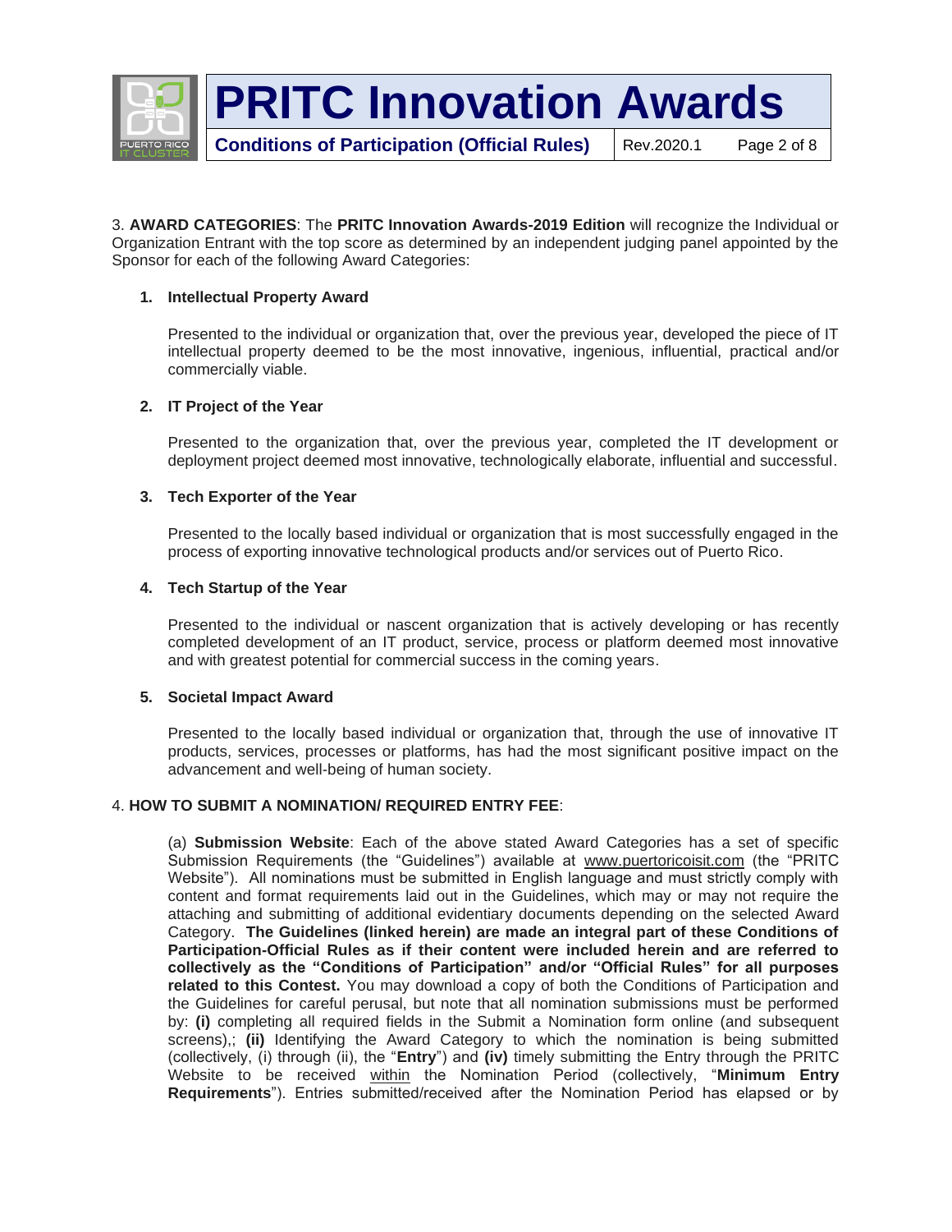3. **AWARD CATEGORIES**: The **PRITC Innovation Awards-2019 Edition** will recognize the Individual or Organization Entrant with the top score as determined by an independent judging panel appointed by the Sponsor for each of the following Award Categories:

1. **Intellectual Property Award**

   Presented to the individual or organization that, over the previous year, developed the piece of IT intellectual property deemed to be the most innovative, ingenious, influential, practical and/or commercially viable.

2. **IT Project of the Year**

   Presented to the organization that, over the previous year, completed the IT development or deployment project deemed most innovative, technologically elaborate, influential and successful.

3. **Tech Exporter of the Year**

   Presented to the locally based individual or organization that is most successfully engaged in the process of exporting innovative technological products and/or services out of Puerto Rico.

4. **Tech Startup of the Year**

   Presented to the individual or nascent organization that is actively developing or has recently completed development of an IT product, service, process or platform deemed most innovative and with greatest potential for commercial success in the coming years.

5. **Societal Impact Award**

   Presented to the locally based individual or organization that, through the use of innovative IT products, services, processes or platforms, has had the most significant positive impact on the advancement and well-being of human society.

4. **HOW TO SUBMIT A NOMINATION/ REQUIRED ENTRY FEE**:

(a) **Submission Website**: Each of the above stated Award Categories has a set of specific Submission Requirements (the "Guidelines") available at www.puertoricoisit.com (the "PRITC Website"). All nominations must be submitted in English language and must strictly comply with content and format requirements laid out in the Guidelines, which may or may not require the attaching and submitting of additional evidentiary documents depending on the selected Award Category. **The Guidelines (linked herein) are made an integral part of these Conditions of Participation-Official Rules as if their content were included herein and are referred to collectively as the "Conditions of Participation" and/or "Official Rules" for all purposes related to this Contest.** You may download a copy of both the Conditions of Participation and the Guidelines for careful perusal, but note that all nomination submissions must be performed by: **(i)** completing all required fields in the Submit a Nomination form online (and subsequent screens),; **(ii)** Identifying the Award Category to which the nomination is being submitted (collectively, (i) through (ii), the "**Entry**") and **(iv)** timely submitting the Entry through the PRITC Website to be received within the Nomination Period (collectively, "**Minimum Entry Requirements**"). Entries submitted/received after the Nomination Period has elapsed or by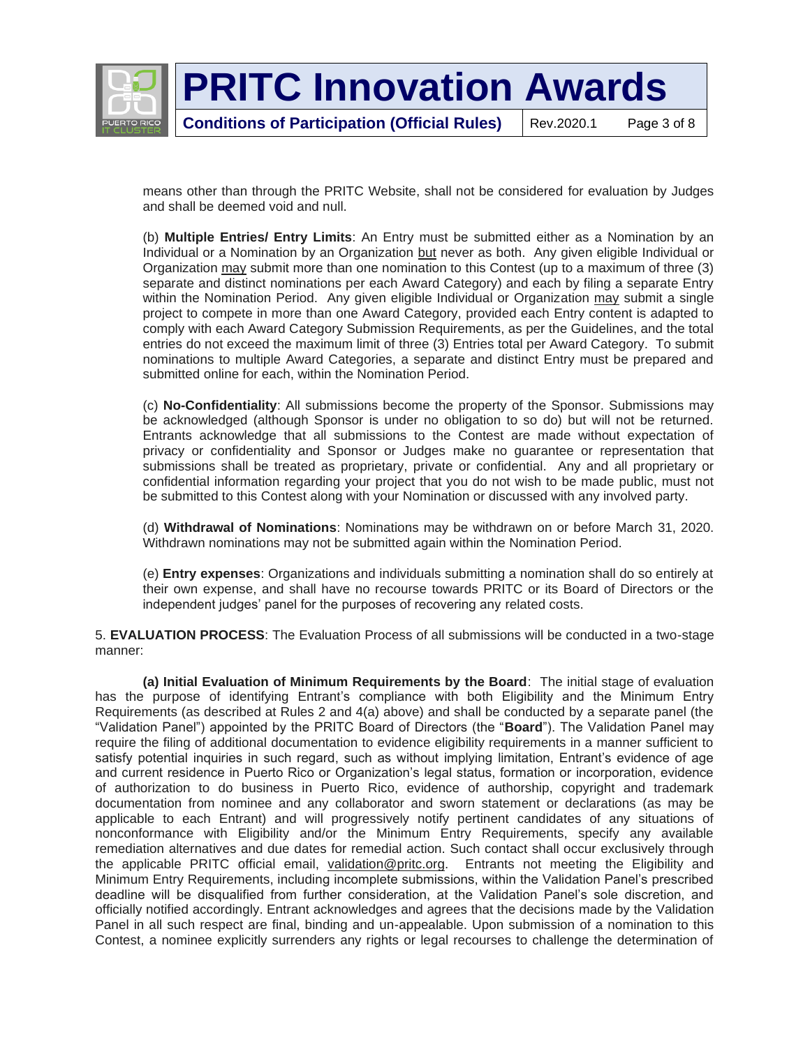means other than through the PRITC Website, shall not be considered for evaluation by Judges and shall be deemed void and null.

(b) **Multiple Entries/ Entry Limits**: An Entry must be submitted either as a Nomination by an Individual or a Nomination by an Organization but never as both. Any given eligible Individual or Organization may submit more than one nomination to this Contest (up to a maximum of three (3) separate and distinct nominations per each Award Category) and each by filing a separate Entry within the Nomination Period. Any given eligible Individual or Organization may submit a single project to compete in more than one Award Category, provided each Entry content is adapted to comply with each Award Category Submission Requirements, as per the Guidelines, and the total entries do not exceed the maximum limit of three (3) Entries total per Award Category. To submit nominations to multiple Award Categories, a separate and distinct Entry must be prepared and submitted online for each, within the Nomination Period.

(c) **No-Confidentiality**: All submissions become the property of the Sponsor. Submissions may be acknowledged (although Sponsor is under no obligation to so do) but will not be returned. Entrants acknowledge that all submissions to the Contest are made without expectation of privacy or confidentiality and Sponsor or Judges make no guarantee or representation that submissions shall be treated as proprietary, private or confidential. Any and all proprietary or confidential information regarding your project that you do not wish to be made public, must not be submitted to this Contest along with your Nomination or discussed with any involved party.

(d) **Withdrawal of Nominations**: Nominations may be withdrawn on or before March 31, 2020. Withdrawn nominations may not be submitted again within the Nomination Period.

(e) **Entry expenses**: Organizations and individuals submitting a nomination shall do so entirely at their own expense, and shall have no recourse towards PRITC or its Board of Directors or the independent judges' panel for the purposes of recovering any related costs.

5. **EVALUATION PROCESS**: The Evaluation Process of all submissions will be conducted in a two-stage manner:

**(a) Initial Evaluation of Minimum Requirements by the Board**: The initial stage of evaluation has the purpose of identifying Entrant's compliance with both Eligibility and the Minimum Entry Requirements (as described at Rules 2 and 4(a) above) and shall be conducted by a separate panel (the "Validation Panel") appointed by the PRITC Board of Directors (the "**Board**"). The Validation Panel may require the filing of additional documentation to evidence eligibility requirements in a manner sufficient to satisfy potential inquiries in such regard, such as without implying limitation, Entrant's evidence of age and current residence in Puerto Rico or Organization's legal status, formation or incorporation, evidence of authorization to do business in Puerto Rico, evidence of authorship, copyright and trademark documentation from nominee and any collaborator and sworn statement or declarations (as may be applicable to each Entrant) and will progressively notify pertinent candidates of any situations of nonconformance with Eligibility and/or the Minimum Entry Requirements, specify any available remediation alternatives and due dates for remedial action. Such contact shall occur exclusively through the applicable PRITC official email, validation@pritc.org. Entrants not meeting the Eligibility and Minimum Entry Requirements, including incomplete submissions, within the Validation Panel's prescribed deadline will be disqualified from further consideration, at the Validation Panel's sole discretion, and officially notified accordingly. Entrant acknowledges and agrees that the decisions made by the Validation Panel in all such respect are final, binding and un-appealable. Upon submission of a nomination to this Contest, a nominee explicitly surrenders any rights or legal recourses to challenge the determination of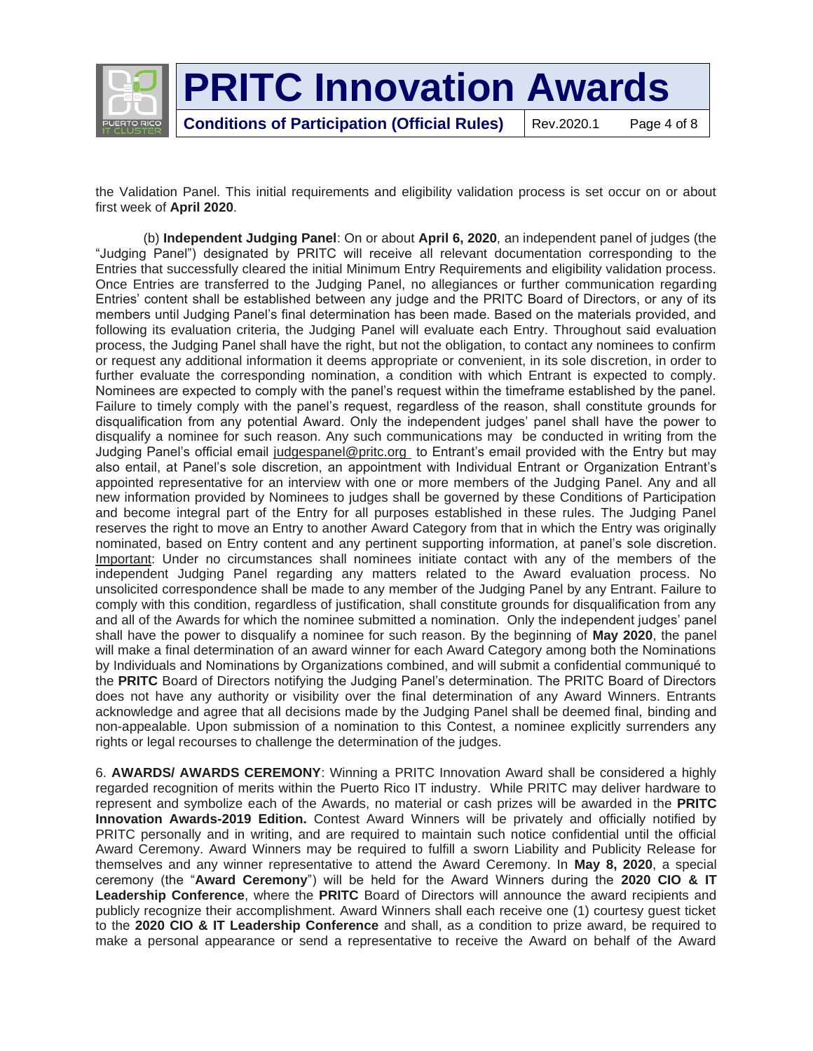the Validation Panel. This initial requirements and eligibility validation process is set occur on or about first week of **April 2020**.

(b) **Independent Judging Panel**: On or about **April 6, 2020**, an independent panel of judges (the "Judging Panel") designated by PRITC will receive all relevant documentation corresponding to the Entries that successfully cleared the initial Minimum Entry Requirements and eligibility validation process. Once Entries are transferred to the Judging Panel, no allegiances or further communication regarding Entries' content shall be established between any judge and the PRITC Board of Directors, or any of its members until Judging Panel's final determination has been made. Based on the materials provided, and following its evaluation criteria, the Judging Panel will evaluate each Entry. Throughout said evaluation process, the Judging Panel shall have the right, but not the obligation, to contact any nominees to confirm or request any additional information it deems appropriate or convenient, in its sole discretion, in order to further evaluate the corresponding nomination, a condition with which Entrant is expected to comply. Nominees are expected to comply with the panel's request within the timeframe established by the panel. Failure to timely comply with the panel's request, regardless of the reason, shall constitute grounds for disqualification from any potential Award. Only the independent judges' panel shall have the power to disqualify a nominee for such reason. Any such communications may be conducted in writing from the Judging Panel's official email judgespanel@pritc.org to Entrant's email provided with the Entry but may also entail, at Panel's sole discretion, an appointment with Individual Entrant or Organization Entrant's appointed representative for an interview with one or more members of the Judging Panel. Any and all new information provided by Nominees to judges shall be governed by these Conditions of Participation and become integral part of the Entry for all purposes established in these rules. The Judging Panel reserves the right to move an Entry to another Award Category from that in which the Entry was originally nominated, based on Entry content and any pertinent supporting information, at panel's sole discretion. Important: Under no circumstances shall nominees initiate contact with any of the members of the independent Judging Panel regarding any matters related to the Award evaluation process. No unsolicited correspondence shall be made to any member of the Judging Panel by any Entrant. Failure to comply with this condition, regardless of justification, shall constitute grounds for disqualification from any and all of the Awards for which the nominee submitted a nomination. Only the independent judges' panel shall have the power to disqualify a nominee for such reason. By the beginning of **May 2020**, the panel will make a final determination of an award winner for each Award Category among both the Nominations by Individuals and Nominations by Organizations combined, and will submit a confidential communiqué to the **PRITC** Board of Directors notifying the Judging Panel's determination. The PRITC Board of Directors does not have any authority or visibility over the final determination of any Award Winners. Entrants acknowledge and agree that all decisions made by the Judging Panel shall be deemed final, binding and non-appealable. Upon submission of a nomination to this Contest, a nominee explicitly surrenders any rights or legal recourses to challenge the determination of the judges.

6. **AWARDS/ AWARDS CEREMONY**: Winning a PRITC Innovation Award shall be considered a highly regarded recognition of merits within the Puerto Rico IT industry. While PRITC may deliver hardware to represent and symbolize each of the Awards, no material or cash prizes will be awarded in the **PRITC Innovation Awards-2019 Edition.** Contest Award Winners will be privately and officially notified by PRITC personally and in writing, and are required to maintain such notice confidential until the official Award Ceremony. Award Winners may be required to fulfill a sworn Liability and Publicity Release for themselves and any winner representative to attend the Award Ceremony. In **May 8, 2020**, a special ceremony (the "**Award Ceremony**") will be held for the Award Winners during the **2020 CIO & IT Leadership Conference**, where the **PRITC** Board of Directors will announce the award recipients and publicly recognize their accomplishment. Award Winners shall each receive one (1) courtesy guest ticket to the **2020 CIO & IT Leadership Conference** and shall, as a condition to prize award, be required to make a personal appearance or send a representative to receive the Award on behalf of the Award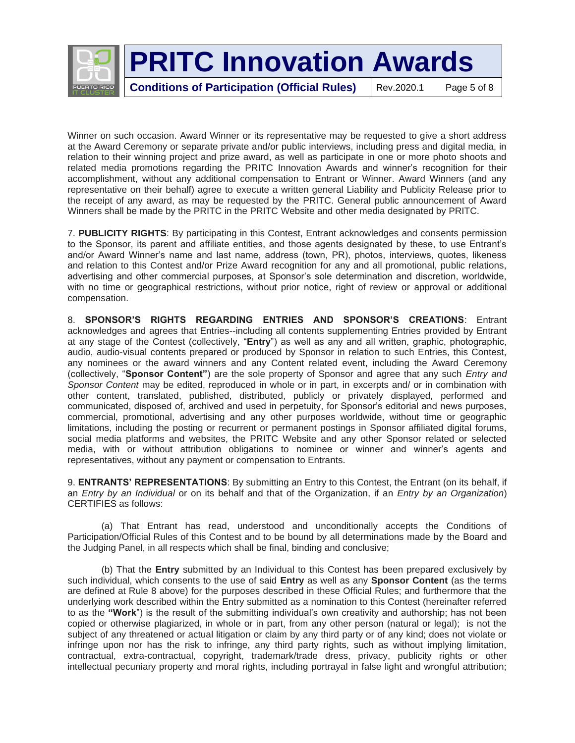Winner on such occasion. Award Winner or its representative may be requested to give a short address at the Award Ceremony or separate private and/or public interviews, including press and digital media, in relation to their winning project and prize award, as well as participate in one or more photo shoots and related media promotions regarding the PRITC Innovation Awards and winner's recognition for their accomplishment, without any additional compensation to Entrant or Winner. Award Winners (and any representative on their behalf) agree to execute a written general Liability and Publicity Release prior to the receipt of any award, as may be requested by the PRITC. General public announcement of Award Winners shall be made by the PRITC in the PRITC Website and other media designated by PRITC.

7. **PUBLICITY RIGHTS**: By participating in this Contest, Entrant acknowledges and consents permission to the Sponsor, its parent and affiliate entities, and those agents designated by these, to use Entrant's and/or Award Winner's name and last name, address (town, PR), photos, interviews, quotes, likeness and relation to this Contest and/or Prize Award recognition for any and all promotional, public relations, advertising and other commercial purposes, at Sponsor's sole determination and discretion, worldwide, with no time or geographical restrictions, without prior notice, right of review or approval or additional compensation.

8. **SPONSOR'S RIGHTS REGARDING ENTRIES AND SPONSOR'S CREATIONS**: Entrant acknowledges and agrees that Entries--including all contents supplementing Entries provided by Entrant at any stage of the Contest (collectively, "**Entry**") as well as any and all written, graphic, photographic, audio, audio-visual contents prepared or produced by Sponsor in relation to such Entries, this Contest, any nominees or the award winners and any Content related event, including the Award Ceremony (collectively, "**Sponsor Content"**) are the sole property of Sponsor and agree that any such *Entry and Sponsor Content* may be edited, reproduced in whole or in part, in excerpts and/ or in combination with other content, translated, published, distributed, publicly or privately displayed, performed and communicated, disposed of, archived and used in perpetuity, for Sponsor's editorial and news purposes, commercial, promotional, advertising and any other purposes worldwide, without time or geographic limitations, including the posting or recurrent or permanent postings in Sponsor affiliated digital forums, social media platforms and websites, the PRITC Website and any other Sponsor related or selected media, with or without attribution obligations to nominee or winner and winner's agents and representatives, without any payment or compensation to Entrants.

9. **ENTRANTS' REPRESENTATIONS**: By submitting an Entry to this Contest, the Entrant (on its behalf, if an *Entry by an Individual* or on its behalf and that of the Organization, if an *Entry by an Organization*) CERTIFIES as follows:

(a) That Entrant has read, understood and unconditionally accepts the Conditions of Participation/Official Rules of this Contest and to be bound by all determinations made by the Board and the Judging Panel, in all respects which shall be final, binding and conclusive;

(b) That the **Entry** submitted by an Individual to this Contest has been prepared exclusively by such individual, which consents to the use of said **Entry** as well as any **Sponsor Content** (as the terms are defined at Rule 8 above) for the purposes described in these Official Rules; and furthermore that the underlying work described within the Entry submitted as a nomination to this Contest (hereinafter referred to as the **"Work"**) is the result of the submitting individual's own creativity and authorship; has not been copied or otherwise plagiarized, in whole or in part, from any other person (natural or legal); is not the subject of any threatened or actual litigation or claim by any third party or of any kind; does not violate or infringe upon nor has the risk to infringe, any third party rights, such as without implying limitation, contractual, extra-contractual, copyright, trademark/trade dress, privacy, publicity rights or other intellectual pecuniary property and moral rights, including portrayal in false light and wrongful attribution;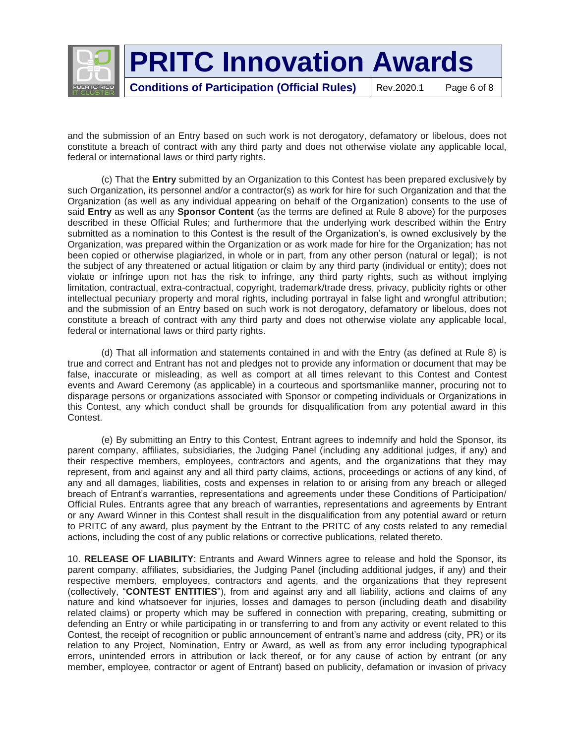and the submission of an Entry based on such work is not derogatory, defamatory or libelous, does not constitute a breach of contract with any third party and does not otherwise violate any applicable local, federal or international laws or third party rights.

(c) That the **Entry** submitted by an Organization to this Contest has been prepared exclusively by such Organization, its personnel and/or a contractor(s) as work for hire for such Organization and that the Organization (as well as any individual appearing on behalf of the Organization) consents to the use of said **Entry** as well as any **Sponsor Content** (as the terms are defined at Rule 8 above) for the purposes described in these Official Rules; and furthermore that the underlying work described within the Entry submitted as a nomination to this Contest is the result of the Organization's, is owned exclusively by the Organization, was prepared within the Organization or as work made for hire for the Organization; has not been copied or otherwise plagiarized, in whole or in part, from any other person (natural or legal); is not the subject of any threatened or actual litigation or claim by any third party (individual or entity); does not violate or infringe upon not has the risk to infringe, any third party rights, such as without implying limitation, contractual, extra-contractual, copyright, trademark/trade dress, privacy, publicity rights or other intellectual pecuniary property and moral rights, including portrayal in false light and wrongful attribution; and the submission of an Entry based on such work is not derogatory, defamatory or libelous, does not constitute a breach of contract with any third party and does not otherwise violate any applicable local, federal or international laws or third party rights.

(d) That all information and statements contained in and with the Entry (as defined at Rule 8) is true and correct and Entrant has not and pledges not to provide any information or document that may be false, inaccurate or misleading, as well as comport at all times relevant to this Contest and Contest events and Award Ceremony (as applicable) in a courteous and sportsmanlike manner, procuring not to disparage persons or organizations associated with Sponsor or competing individuals or Organizations in this Contest, any which conduct shall be grounds for disqualification from any potential award in this Contest.

(e) By submitting an Entry to this Contest, Entrant agrees to indemnify and hold the Sponsor, its parent company, affiliates, subsidiaries, the Judging Panel (including any additional judges, if any) and their respective members, employees, contractors and agents, and the organizations that they may represent, from and against any and all third party claims, actions, proceedings or actions of any kind, of any and all damages, liabilities, costs and expenses in relation to or arising from any breach or alleged breach of Entrant's warranties, representations and agreements under these Conditions of Participation/ Official Rules. Entrants agree that any breach of warranties, representations and agreements by Entrant or any Award Winner in this Contest shall result in the disqualification from any potential award or return to PRITC of any award, plus payment by the Entrant to the PRITC of any costs related to any remedial actions, including the cost of any public relations or corrective publications, related thereto.

10. **RELEASE OF LIABILITY**: Entrants and Award Winners agree to release and hold the Sponsor, its parent company, affiliates, subsidiaries, the Judging Panel (including additional judges, if any) and their respective members, employees, contractors and agents, and the organizations that they represent (collectively, "**CONTEST ENTITIES**"), from and against any and all liability, actions and claims of any nature and kind whatsoever for injuries, losses and damages to person (including death and disability related claims) or property which may be suffered in connection with preparing, creating, submitting or defending an Entry or while participating in or transferring to and from any activity or event related to this Contest, the receipt of recognition or public announcement of entrant's name and address (city, PR) or its relation to any Project, Nomination, Entry or Award, as well as from any error including typographical errors, unintended errors in attribution or lack thereof, or for any cause of action by entrant (or any member, employee, contractor or agent of Entrant) based on publicity, defamation or invasion of privacy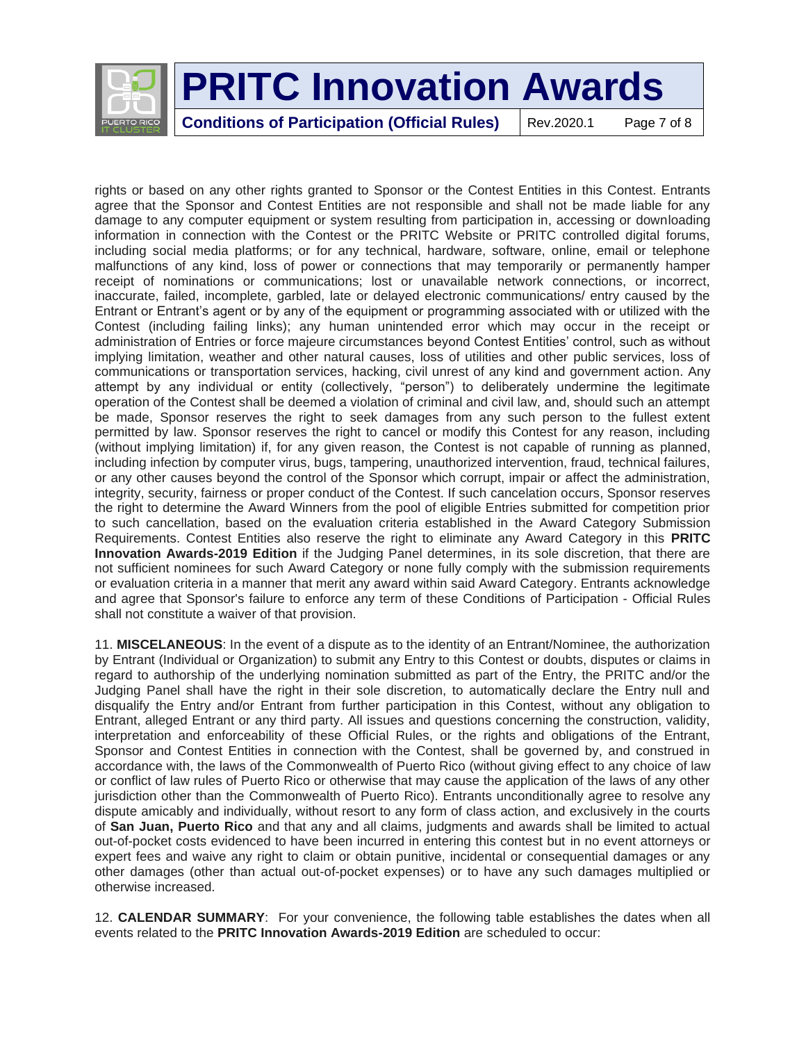rights or based on any other rights granted to Sponsor or the Contest Entities in this Contest. Entrants agree that the Sponsor and Contest Entities are not responsible and shall not be made liable for any damage to any computer equipment or system resulting from participation in, accessing or downloading information in connection with the Contest or the PRITC Website or PRITC controlled digital forums, including social media platforms; or for any technical, hardware, software, online, email or telephone malfunctions of any kind, loss of power or connections that may temporarily or permanently hamper receipt of nominations or communications; lost or unavailable network connections, or incorrect, inaccurate, failed, incomplete, garbled, late or delayed electronic communications/ entry caused by the Entrant or Entrant's agent or by any of the equipment or programming associated with or utilized with the Contest (including failing links); any human unintended error which may occur in the receipt or administration of Entries or force majeure circumstances beyond Contest Entities' control, such as without implying limitation, weather and other natural causes, loss of utilities and other public services, loss of communications or transportation services, hacking, civil unrest of any kind and government action. Any attempt by any individual or entity (collectively, "person") to deliberately undermine the legitimate operation of the Contest shall be deemed a violation of criminal and civil law, and, should such an attempt be made, Sponsor reserves the right to seek damages from any such person to the fullest extent permitted by law. Sponsor reserves the right to cancel or modify this Contest for any reason, including (without implying limitation) if, for any given reason, the Contest is not capable of running as planned, including infection by computer virus, bugs, tampering, unauthorized intervention, fraud, technical failures, or any other causes beyond the control of the Sponsor which corrupt, impair or affect the administration, integrity, security, fairness or proper conduct of the Contest. If such cancelation occurs, Sponsor reserves the right to determine the Award Winners from the pool of eligible Entries submitted for competition prior to such cancellation, based on the evaluation criteria established in the Award Category Submission Requirements. Contest Entities also reserve the right to eliminate any Award Category in this **PRITC Innovation Awards-2019 Edition** if the Judging Panel determines, in its sole discretion, that there are not sufficient nominees for such Award Category or none fully comply with the submission requirements or evaluation criteria in a manner that merit any award within said Award Category. Entrants acknowledge and agree that Sponsor's failure to enforce any term of these Conditions of Participation - Official Rules shall not constitute a waiver of that provision.

11. **MISCELANEOUS**: In the event of a dispute as to the identity of an Entrant/Nominee, the authorization by Entrant (Individual or Organization) to submit any Entry to this Contest or doubts, disputes or claims in regard to authorship of the underlying nomination submitted as part of the Entry, the PRITC and/or the Judging Panel shall have the right in their sole discretion, to automatically declare the Entry null and disqualify the Entry and/or Entrant from further participation in this Contest, without any obligation to Entrant, alleged Entrant or any third party. All issues and questions concerning the construction, validity, interpretation and enforceability of these Official Rules, or the rights and obligations of the Entrant, Sponsor and Contest Entities in connection with the Contest, shall be governed by, and construed in accordance with, the laws of the Commonwealth of Puerto Rico (without giving effect to any choice of law or conflict of law rules of Puerto Rico or otherwise that may cause the application of the laws of any other jurisdiction other than the Commonwealth of Puerto Rico). Entrants unconditionally agree to resolve any dispute amicably and individually, without resort to any form of class action, and exclusively in the courts of **San Juan, Puerto Rico** and that any and all claims, judgments and awards shall be limited to actual out-of-pocket costs evidenced to have been incurred in entering this contest but in no event attorneys or expert fees and waive any right to claim or obtain punitive, incidental or consequential damages or any other damages (other than actual out-of-pocket expenses) or to have any such damages multiplied or otherwise increased.

12. **CALENDAR SUMMARY**: For your convenience, the following table establishes the dates when all events related to the **PRITC Innovation Awards-2019 Edition** are scheduled to occur: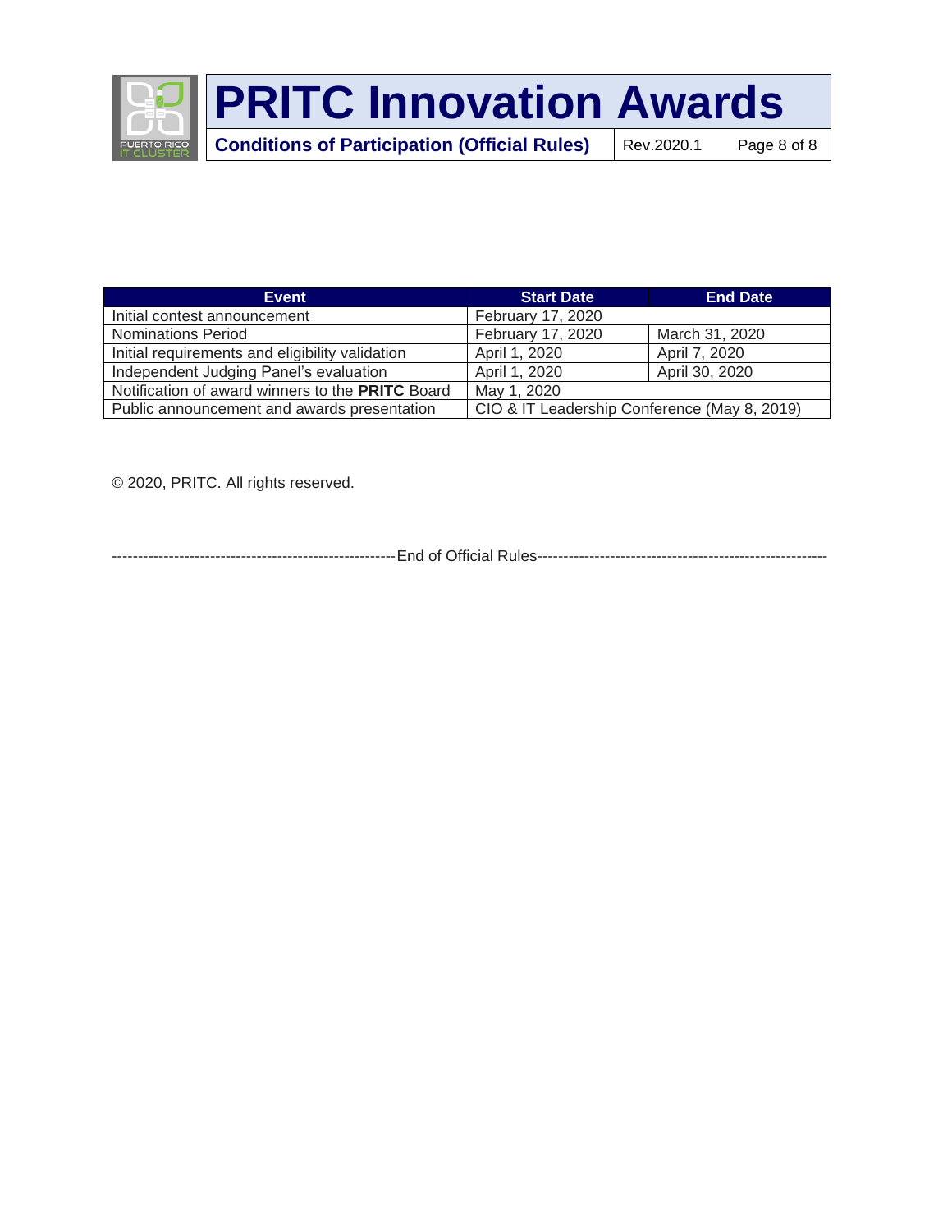| Event | Start Date | End Date |
|---|---|---|
| Initial contest announcement | February 17, 2020 | |
| Nominations Period | February 17, 2020 | March 31, 2020 |
| Initial requirements and eligibility validation | April 1, 2020 | April 7, 2020 |
| Independent Judging Panel's evaluation | April 1, 2020 | April 30, 2020 |
| Notification of award winners to the **PRITC** Board | May 1, 2020 | |
| Public announcement and awards presentation | CIO & IT Leadership Conference (May 8, 2019) | |

© 2020, PRITC. All rights reserved.

-------------------------------------------------------End of Official Rules--------------------------------------------------------